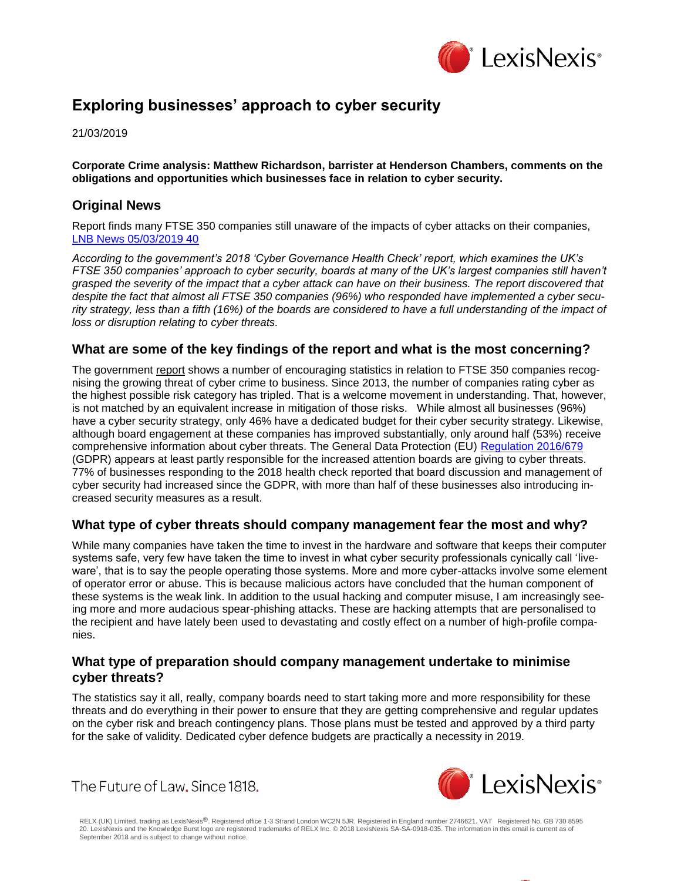# Exploring businesses' approach to cyber security

21/03/2019

**Corporate Crime analysis: Matthew Richardson, barrister at Henderson Chambers, comments on the obligations and opportunities which businesses face in relation to cyber security.**

## Original News

Report finds many FTSE 350 companies still unaware of the impacts of cyber attacks on their companies, LNB News 05/03/2019 40

*According to the government's 2018 'Cyber Governance Health Check' report, which examines the UK's FTSE 350 companies' approach to cyber security, boards at many of the UK's largest companies still haven't grasped the severity of the impact that a cyber attack can have on their business. The report discovered that despite the fact that almost all FTSE 350 companies (96%) who responded have implemented a cyber security strategy, less than a fifth (16%) of the boards are considered to have a full understanding of the impact of loss or disruption relating to cyber threats.*

## What are some of the key findings of the report and what is the most concerning?

The government report shows a number of encouraging statistics in relation to FTSE 350 companies recognising the growing threat of cyber crime to business. Since 2013, the number of companies rating cyber as the highest possible risk category has tripled. That is a welcome movement in understanding. That, however, is not matched by an equivalent increase in mitigation of those risks. While almost all businesses (96%) have a cyber security strategy, only 46% have a dedicated budget for their cyber security strategy. Likewise, although board engagement at these companies has improved substantially, only around half (53%) receive comprehensive information about cyber threats. The General Data Protection (EU) Regulation 2016/679 (GDPR) appears at least partly responsible for the increased attention boards are giving to cyber threats. 77% of businesses responding to the 2018 health check reported that board discussion and management of cyber security had increased since the GDPR, with more than half of these businesses also introducing increased security measures as a result.

## What type of cyber threats should company management fear the most and why?

While many companies have taken the time to invest in the hardware and software that keeps their computer systems safe, very few have taken the time to invest in what cyber security professionals cynically call 'liveware', that is to say the people operating those systems. More and more cyber-attacks involve some element of operator error or abuse. This is because malicious actors have concluded that the human component of these systems is the weak link. In addition to the usual hacking and computer misuse, I am increasingly seeing more and more audacious spear-phishing attacks. These are hacking attempts that are personalised to the recipient and have lately been used to devastating and costly effect on a number of high-profile companies.

## What type of preparation should company management undertake to minimise cyber threats?

The statistics say it all, really, company boards need to start taking more and more responsibility for these threats and do everything in their power to ensure that they are getting comprehensive and regular updates on the cyber risk and breach contingency plans. Those plans must be tested and approved by a third party for the sake of validity. Dedicated cyber defence budgets are practically a necessity in 2019.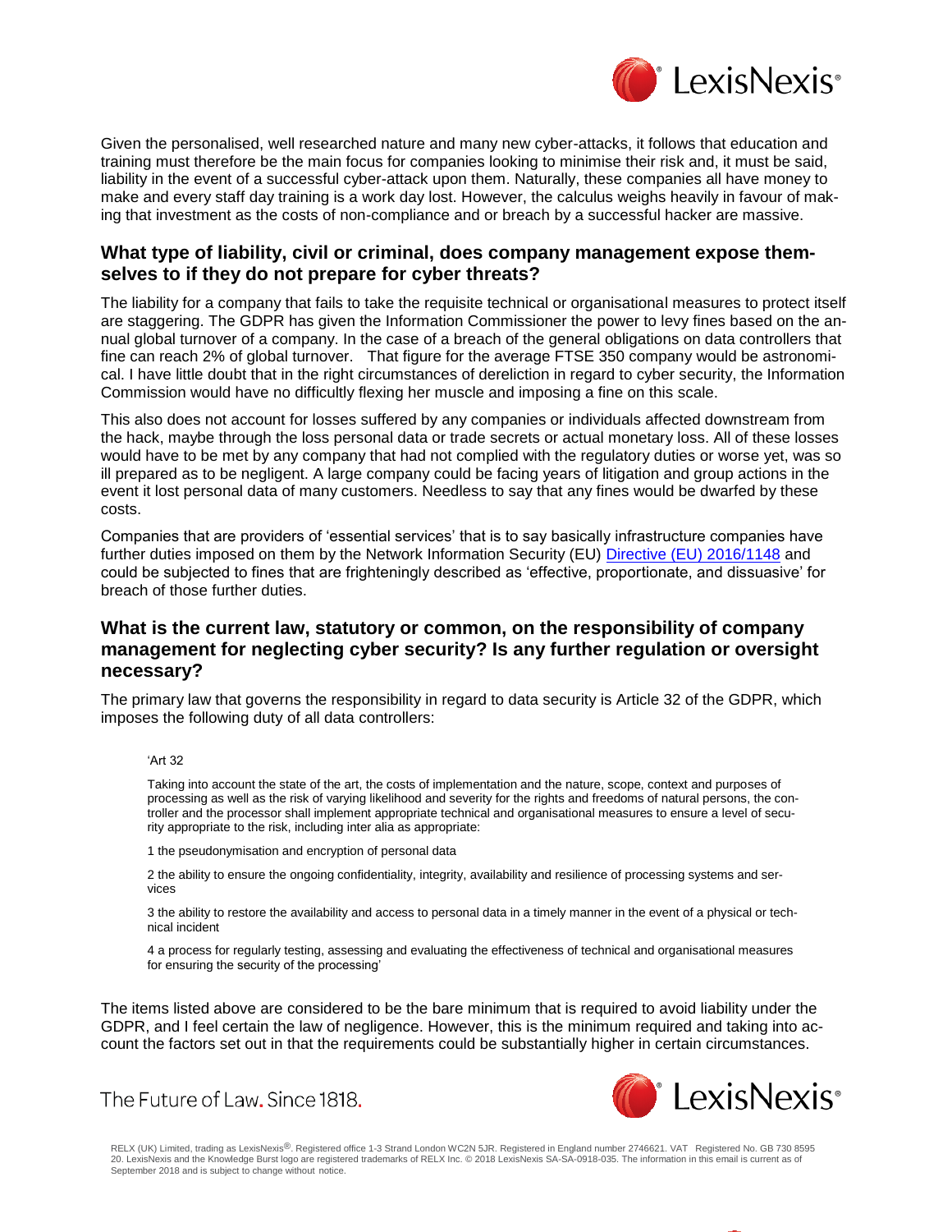Given the personalised, well researched nature and many new cyber-attacks, it follows that education and training must therefore be the main focus for companies looking to minimise their risk and, it must be said, liability in the event of a successful cyber-attack upon them. Naturally, these companies all have money to make and every staff day training is a work day lost. However, the calculus weighs heavily in favour of making that investment as the costs of non-compliance and or breach by a successful hacker are massive.

### What type of liability, civil or criminal, does company management expose themselves to if they do not prepare for cyber threats?

The liability for a company that fails to take the requisite technical or organisational measures to protect itself are staggering. The GDPR has given the Information Commissioner the power to levy fines based on the annual global turnover of a company. In the case of a breach of the general obligations on data controllers that fine can reach 2% of global turnover. That figure for the average FTSE 350 company would be astronomical. I have little doubt that in the right circumstances of dereliction in regard to cyber security, the Information Commission would have no difficultly flexing her muscle and imposing a fine on this scale.

This also does not account for losses suffered by any companies or individuals affected downstream from the hack, maybe through the loss personal data or trade secrets or actual monetary loss. All of these losses would have to be met by any company that had not complied with the regulatory duties or worse yet, was so ill prepared as to be negligent. A large company could be facing years of litigation and group actions in the event it lost personal data of many customers. Needless to say that any fines would be dwarfed by these costs.

Companies that are providers of 'essential services' that is to say basically infrastructure companies have further duties imposed on them by the Network Information Security (EU) [Directive (EU) 2016/1148]() and could be subjected to fines that are frighteningly described as 'effective, proportionate, and dissuasive' for breach of those further duties.

### What is the current law, statutory or common, on the responsibility of company management for neglecting cyber security? Is any further regulation or oversight necessary?

The primary law that governs the responsibility in regard to data security is Article 32 of the GDPR, which imposes the following duty of all data controllers:

> 'Art 32
>
> Taking into account the state of the art, the costs of implementation and the nature, scope, context and purposes of processing as well as the risk of varying likelihood and severity for the rights and freedoms of natural persons, the controller and the processor shall implement appropriate technical and organisational measures to ensure a level of security appropriate to the risk, including inter alia as appropriate:
>
> 1 the pseudonymisation and encryption of personal data
>
> 2 the ability to ensure the ongoing confidentiality, integrity, availability and resilience of processing systems and services
>
> 3 the ability to restore the availability and access to personal data in a timely manner in the event of a physical or technical incident
>
> 4 a process for regularly testing, assessing and evaluating the effectiveness of technical and organisational measures for ensuring the security of the processing'

The items listed above are considered to be the bare minimum that is required to avoid liability under the GDPR, and I feel certain the law of negligence. However, this is the minimum required and taking into account the factors set out in that the requirements could be substantially higher in certain circumstances.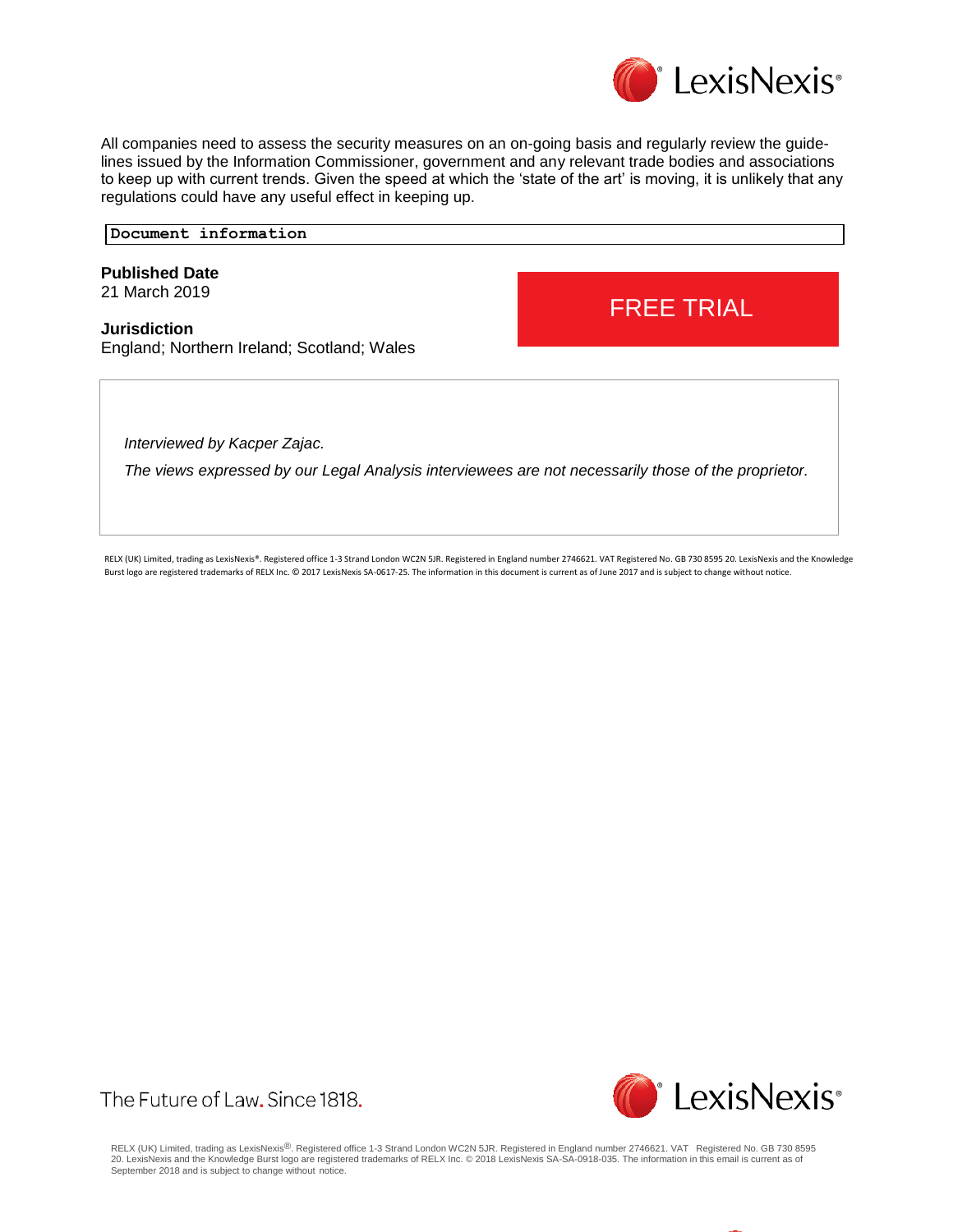All companies need to assess the security measures on an on-going basis and regularly review the guidelines issued by the Information Commissioner, government and any relevant trade bodies and associations to keep up with current trends. Given the speed at which the 'state of the art' is moving, it is unlikely that any regulations could have any useful effect in keeping up.

**Document information**

**Published Date**
21 March 2019

**Jurisdiction**
England; Northern Ireland; Scotland; Wales

FREE TRIAL

*Interviewed by Kacper Zajac.*

*The views expressed by our Legal Analysis interviewees are not necessarily those of the proprietor.*

RELX (UK) Limited, trading as LexisNexis®. Registered office 1-3 Strand London WC2N 5JR. Registered in England number 2746621. VAT Registered No. GB 730 8595 20. LexisNexis and the Knowledge Burst logo are registered trademarks of RELX Inc. © 2017 LexisNexis SA-0617-25. The information in this document is current as of June 2017 and is subject to change without notice.

The Future of Law. Since 1818.

RELX (UK) Limited, trading as LexisNexis®. Registered office 1-3 Strand London WC2N 5JR. Registered in England number 2746621. VAT Registered No. GB 730 8595 20. LexisNexis and the Knowledge Burst logo are registered trademarks of RELX Inc. © 2018 LexisNexis SA-SA-0918-035. The information in this email is current as of September 2018 and is subject to change without notice.